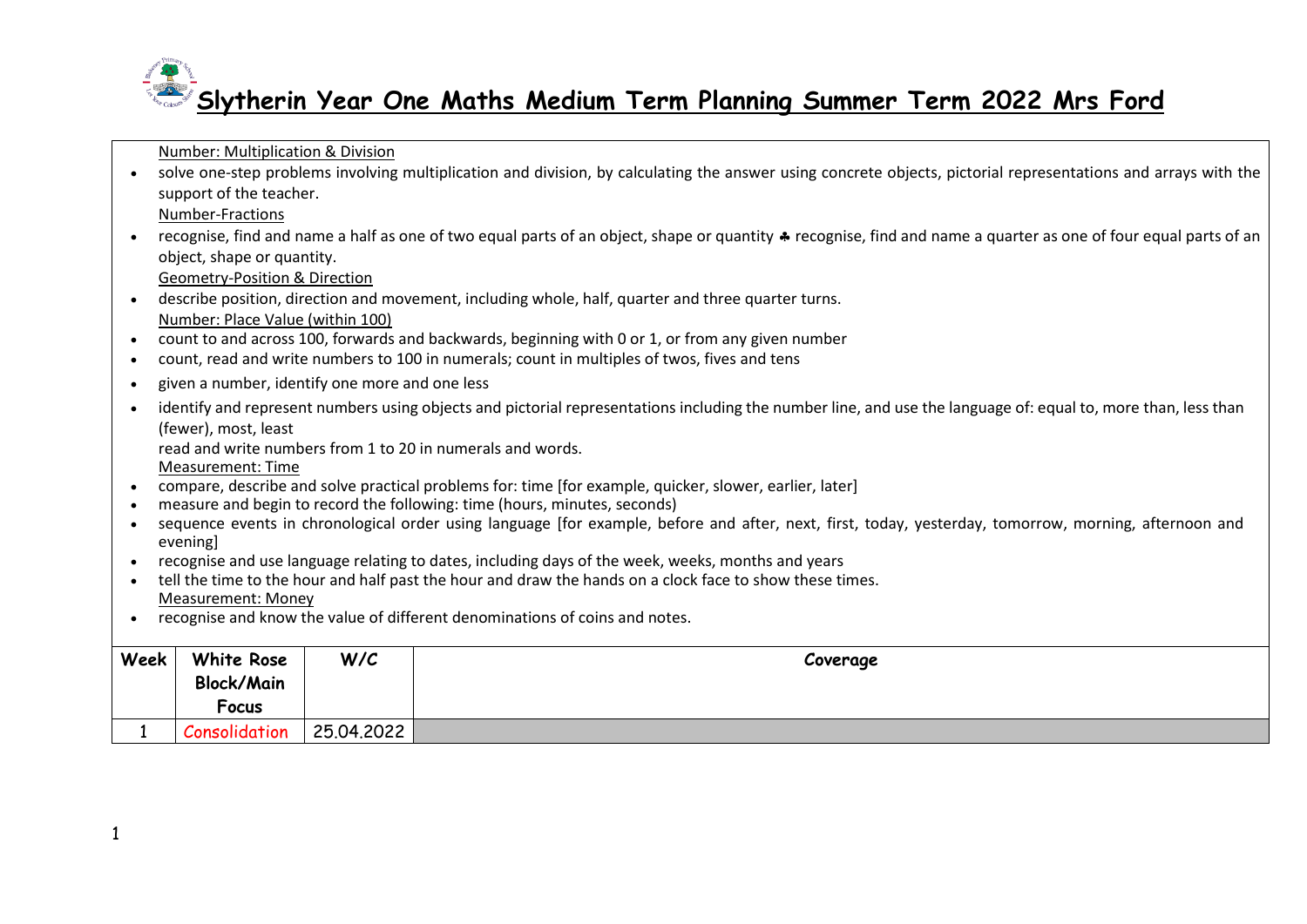# Slytherin Year One Maths Medium Term Planning Summer Term 2022 Mrs Ford

Number: Multiplication & Division

- solve one-step problems involving multiplication and division, by calculating the answer using concrete objects, pictorial representations and arrays with the support of the teacher.

Number-Fractions

- recognise, find and name a half as one of two equal parts of an object, shape or quantity ♣ recognise, find and name a quarter as one of four equal parts of an object, shape or quantity.

Geometry-Position & Direction

- describe position, direction and movement, including whole, half, quarter and three quarter turns.

Number: Place Value (within 100)

- count to and across 100, forwards and backwards, beginning with 0 or 1, or from any given number
- count, read and write numbers to 100 in numerals; count in multiples of twos, fives and tens
- given a number, identify one more and one less
- identify and represent numbers using objects and pictorial representations including the number line, and use the language of: equal to, more than, less than (fewer), most, least

  read and write numbers from 1 to 20 in numerals and words.

Measurement: Time

- compare, describe and solve practical problems for: time [for example, quicker, slower, earlier, later]
- measure and begin to record the following: time (hours, minutes, seconds)
- sequence events in chronological order using language [for example, before and after, next, first, today, yesterday, tomorrow, morning, afternoon and evening]
- recognise and use language relating to dates, including days of the week, weeks, months and years
- tell the time to the hour and half past the hour and draw the hands on a clock face to show these times.

Measurement: Money

- recognise and know the value of different denominations of coins and notes.

| Week | White Rose Block/Main Focus | W/C | Coverage |
|---|---|---|---|
| 1 | Consolidation | 25.04.2022 | |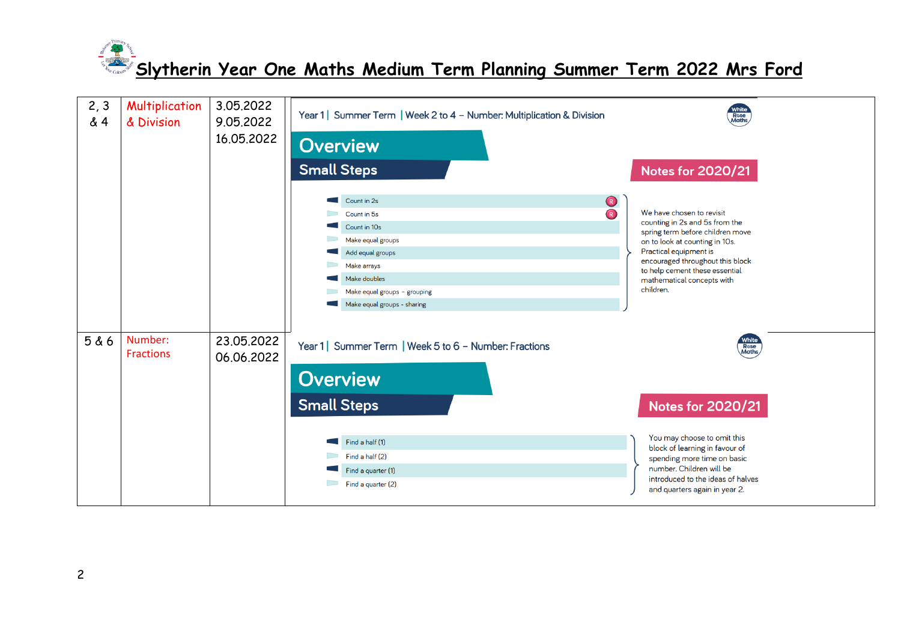# Slytherin Year One Maths Medium Term Planning Summer Term 2022 Mrs Ford

| Week | Topic | Dates | Overview |
|---|---|---|---|
| 2, 3 & 4 | Multiplication & Division | 3.05.2022<br>9.05.2022<br>16.05.2022 | Year 1 \| Summer Term \| Week 2 to 4 – Number: Multiplication & Division<br>**Overview**<br>**Small Steps**<br>- Count in 2s (R)<br>- Count in 5s (R)<br>- Count in 10s<br>- Make equal groups<br>- Add equal groups<br>- Make arrays<br>- Make doubles<br>- Make equal groups – grouping<br>- Make equal groups - sharing<br><br>**Notes for 2020/21**<br>We have chosen to revisit counting in 2s and 5s from the spring term before children move on to look at counting in 10s. Practical equipment is encouraged throughout this block to help cement these essential mathematical concepts with children. |
| 5 & 6 | Number: Fractions | 23.05.2022<br>06.06.2022 | Year 1 \| Summer Term \| Week 5 to 6 – Number: Fractions<br>**Overview**<br>**Small Steps**<br>- Find a half (1)<br>- Find a half (2)<br>- Find a quarter (1)<br>- Find a quarter (2)<br><br>**Notes for 2020/21**<br>You may choose to omit this block of learning in favour of spending more time on basic number. Children will be introduced to the ideas of halves and quarters again in year 2. |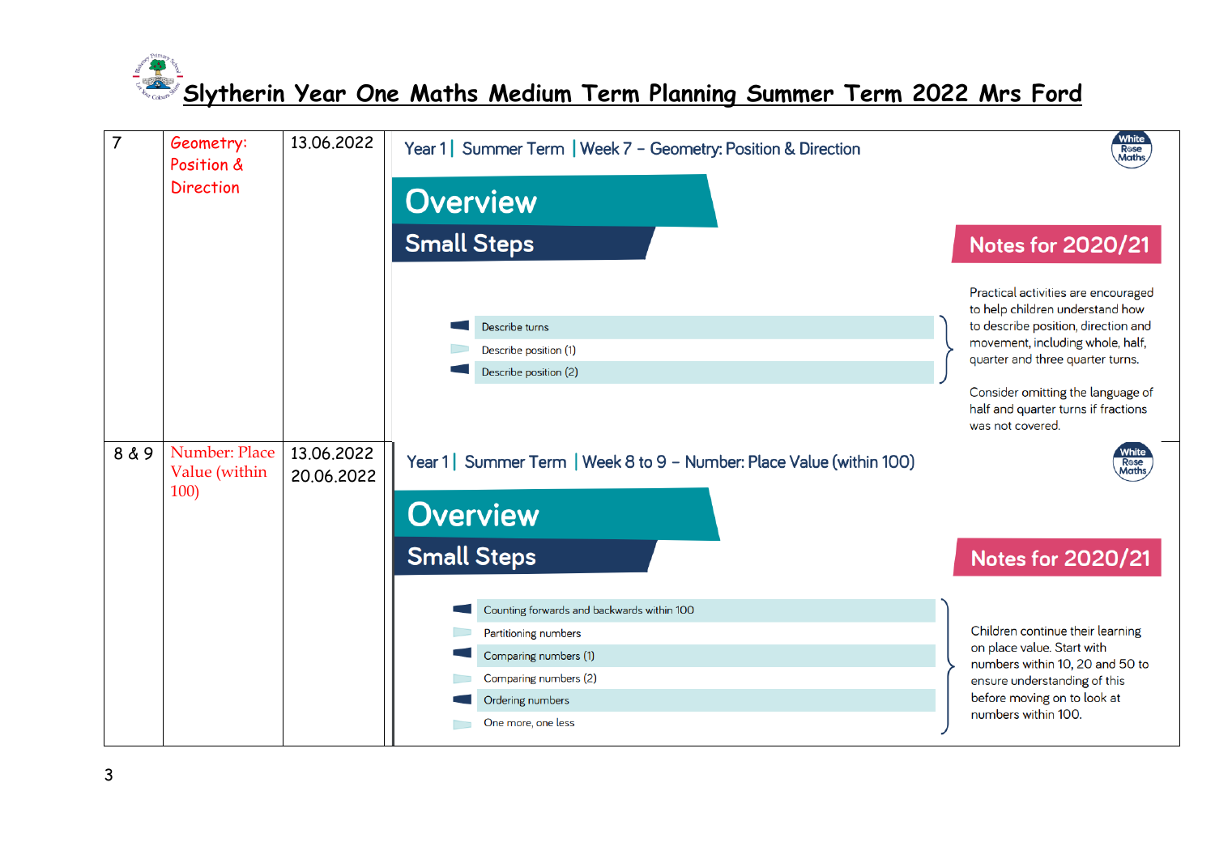# Slytherin Year One Maths Medium Term Planning Summer Term 2022 Mrs Ford

| 7 | Geometry: Position & Direction | 13.06.2022 | Year 1 \| Summer Term \| Week 7 – Geometry: Position & Direction<br><br>**Overview**<br>**Small Steps**<br>- Describe turns<br>- Describe position (1)<br>- Describe position (2)<br><br>**Notes for 2020/21**<br>Practical activities are encouraged to help children understand how to describe position, direction and movement, including whole, half, quarter and three quarter turns.<br><br>Consider omitting the language of half and quarter turns if fractions was not covered. |
|---|---|---|---|
| 8 & 9 | Number: Place Value (within 100) | 13.06.2022<br>20.06.2022 | Year 1 \| Summer Term \| Week 8 to 9 – Number: Place Value (within 100)<br><br>**Overview**<br>**Small Steps**<br>- Counting forwards and backwards within 100<br>- Partitioning numbers<br>- Comparing numbers (1)<br>- Comparing numbers (2)<br>- Ordering numbers<br>- One more, one less<br><br>**Notes for 2020/21**<br>Children continue their learning on place value. Start with numbers within 10, 20 and 50 to ensure understanding of this before moving on to look at numbers within 100. |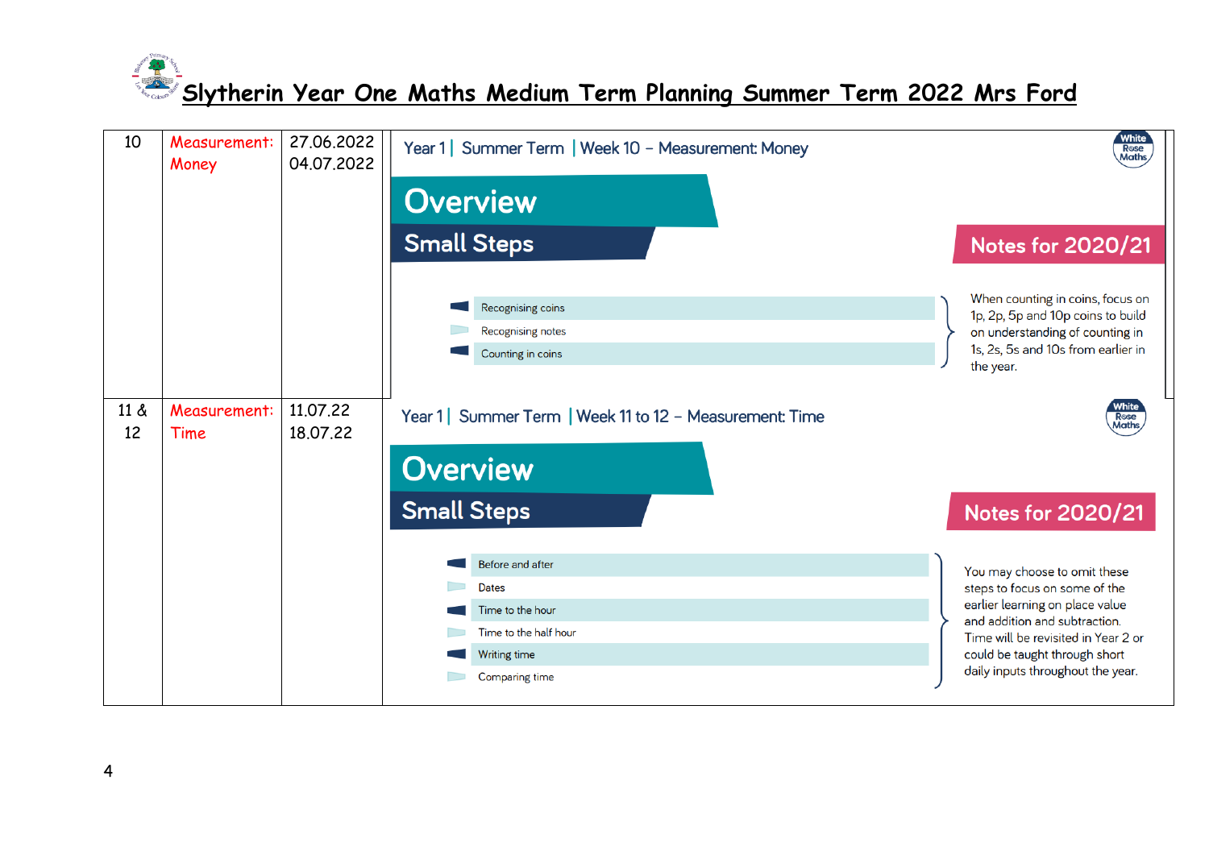# Slytherin Year One Maths Medium Term Planning Summer Term 2022 Mrs Ford

| | | | |
|---|---|---|---|
| 10 | Measurement: Money | 27.06.2022<br>04.07.2022 | Year 1 \| Summer Term \| Week 10 – Measurement: Money<br><br>**Overview**<br>**Small Steps**<br>- Recognising coins<br>- Recognising notes<br>- Counting in coins<br><br>**Notes for 2020/21**<br>When counting in coins, focus on 1p, 2p, 5p and 10p coins to build on understanding of counting in 1s, 2s, 5s and 10s from earlier in the year. |
| 11 & 12 | Measurement: Time | 11.07.22<br>18.07.22 | Year 1 \| Summer Term \| Week 11 to 12 – Measurement: Time<br><br>**Overview**<br>**Small Steps**<br>- Before and after<br>- Dates<br>- Time to the hour<br>- Time to the half hour<br>- Writing time<br>- Comparing time<br><br>**Notes for 2020/21**<br>You may choose to omit these steps to focus on some of the earlier learning on place value and addition and subtraction. Time will be revisited in Year 2 or could be taught through short daily inputs throughout the year. |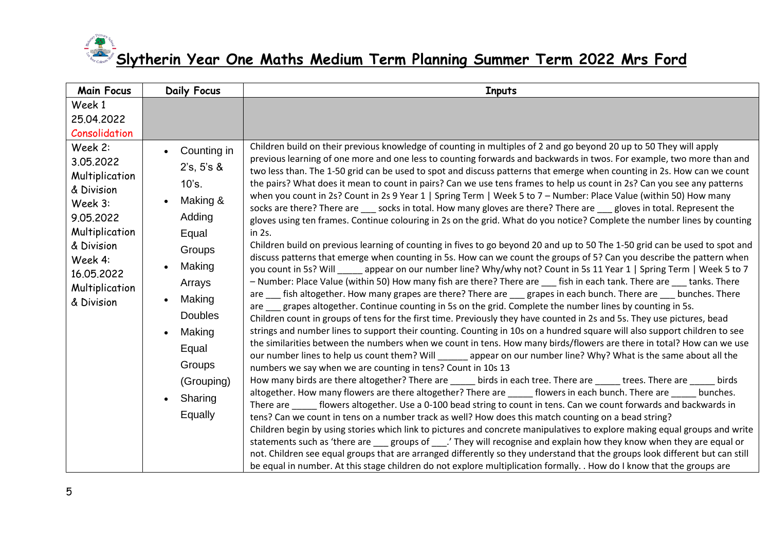# Slytherin Year One Maths Medium Term Planning Summer Term 2022 Mrs Ford

| Main Focus | Daily Focus | Inputs |
|---|---|---|
| Week 1<br>25.04.2022<br>Consolidation | | |
| Week 2:<br>3.05.2022<br>Multiplication & Division<br>Week 3:<br>9.05.2022<br>Multiplication & Division<br>Week 4:<br>16.05.2022<br>Multiplication & Division | • Counting in 2's, 5's & 10's.<br>• Making & Adding Equal Groups<br>• Making Arrays<br>• Making Doubles<br>• Making Equal Groups (Grouping)<br>• Sharing Equally | Children build on their previous knowledge of counting in multiples of 2 and go beyond 20 up to 50 They will apply previous learning of one more and one less to counting forwards and backwards in twos. For example, two more than and two less than. The 1-50 grid can be used to spot and discuss patterns that emerge when counting in 2s. How can we count the pairs? What does it mean to count in pairs? Can we use tens frames to help us count in 2s? Can you see any patterns when you count in 2s? Count in 2s 9 Year 1 \| Spring Term \| Week 5 to 7 – Number: Place Value (within 50) How many socks are there? There are ___ socks in total. How many gloves are there? There are ___ gloves in total. Represent the gloves using ten frames. Continue colouring in 2s on the grid. What do you notice? Complete the number lines by counting in 2s.<br>Children build on previous learning of counting in fives to go beyond 20 and up to 50 The 1-50 grid can be used to spot and discuss patterns that emerge when counting in 5s. How can we count the groups of 5? Can you describe the pattern when you count in 5s? Will _____ appear on our number line? Why/why not? Count in 5s 11 Year 1 \| Spring Term \| Week 5 to 7 – Number: Place Value (within 50) How many fish are there? There are ___ fish in each tank. There are ___ tanks. There are ___ fish altogether. How many grapes are there? There are ___ grapes in each bunch. There are ___ bunches. There are ___ grapes altogether. Continue counting in 5s on the grid. Complete the number lines by counting in 5s.<br>Children count in groups of tens for the first time. Previously they have counted in 2s and 5s. They use pictures, bead strings and number lines to support their counting. Counting in 10s on a hundred square will also support children to see the similarities between the numbers when we count in tens. How many birds/flowers are there in total? How can we use our number lines to help us count them? Will ______ appear on our number line? Why? What is the same about all the numbers we say when we are counting in tens? Count in 10s 13<br>How many birds are there altogether? There are _____ birds in each tree. There are _____ trees. There are _____ birds altogether. How many flowers are there altogether? There are _____ flowers in each bunch. There are _____ bunches. There are _____ flowers altogether. Use a 0-100 bead string to count in tens. Can we count forwards and backwards in tens? Can we count in tens on a number track as well? How does this match counting on a bead string?<br>Children begin by using stories which link to pictures and concrete manipulatives to explore making equal groups and write statements such as 'there are ___ groups of ___.' They will recognise and explain how they know when they are equal or not. Children see equal groups that are arranged differently so they understand that the groups look different but can still be equal in number. At this stage children do not explore multiplication formally. . How do I know that the groups are |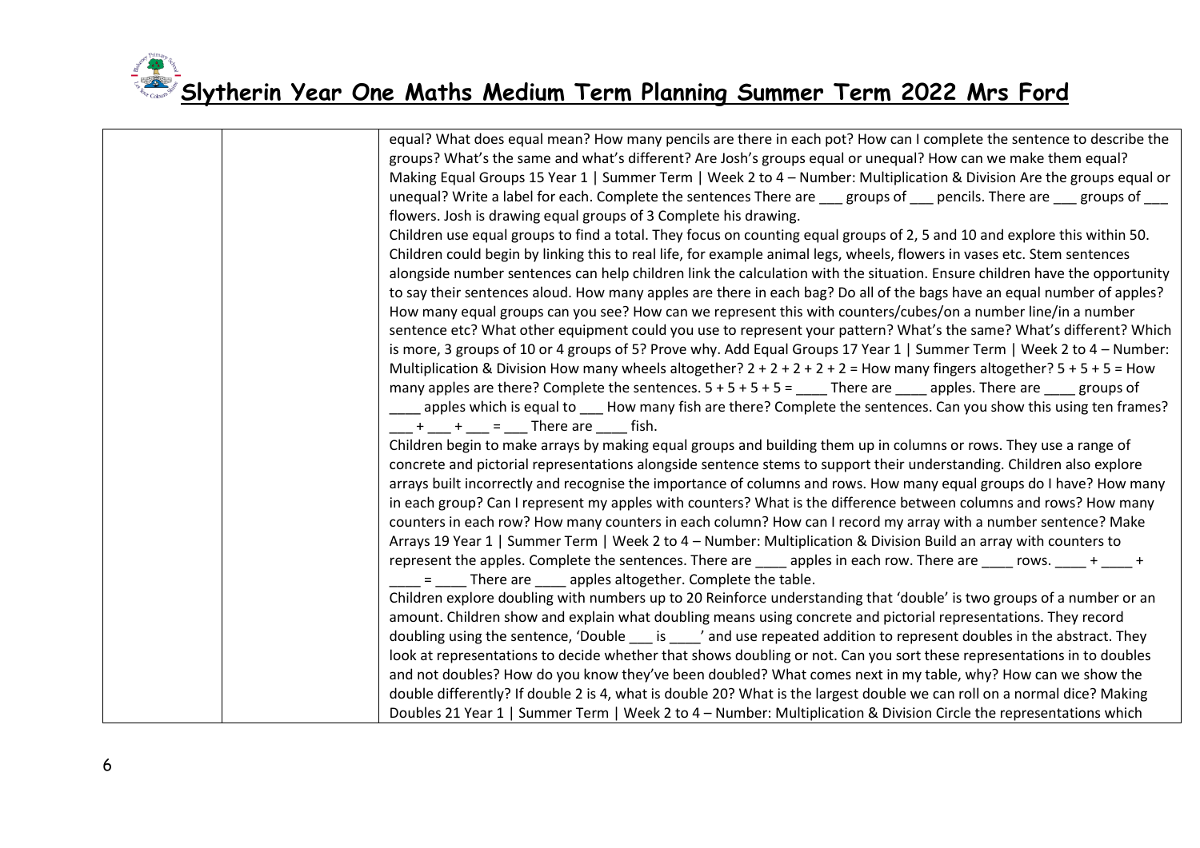| | | |
|---|---|---|
| | | equal? What does equal mean? How many pencils are there in each pot? How can I complete the sentence to describe the groups? What's the same and what's different? Are Josh's groups equal or unequal? How can we make them equal? Making Equal Groups 15 Year 1 \| Summer Term \| Week 2 to 4 – Number: Multiplication & Division Are the groups equal or unequal? Write a label for each. Complete the sentences There are ___ groups of ___ pencils. There are ___ groups of ___ flowers. Josh is drawing equal groups of 3 Complete his drawing.<br>Children use equal groups to find a total. They focus on counting equal groups of 2, 5 and 10 and explore this within 50. Children could begin by linking this to real life, for example animal legs, wheels, flowers in vases etc. Stem sentences alongside number sentences can help children link the calculation with the situation. Ensure children have the opportunity to say their sentences aloud. How many apples are there in each bag? Do all of the bags have an equal number of apples? How many equal groups can you see? How can we represent this with counters/cubes/on a number line/in a number sentence etc? What other equipment could you use to represent your pattern? What's the same? What's different? Which is more, 3 groups of 10 or 4 groups of 5? Prove why. Add Equal Groups 17 Year 1 \| Summer Term \| Week 2 to 4 – Number: Multiplication & Division How many wheels altogether? 2 + 2 + 2 + 2 + 2 = How many fingers altogether? 5 + 5 + 5 = How many apples are there? Complete the sentences. 5 + 5 + 5 + 5 = ____ There are ____ apples. There are ____ groups of ____ apples which is equal to ___ How many fish are there? Complete the sentences. Can you show this using ten frames? ___ + ___ + ___ = ___ There are ____ fish.<br>Children begin to make arrays by making equal groups and building them up in columns or rows. They use a range of concrete and pictorial representations alongside sentence stems to support their understanding. Children also explore arrays built incorrectly and recognise the importance of columns and rows. How many equal groups do I have? How many in each group? Can I represent my apples with counters? What is the difference between columns and rows? How many counters in each row? How many counters in each column? How can I record my array with a number sentence? Make Arrays 19 Year 1 \| Summer Term \| Week 2 to 4 – Number: Multiplication & Division Build an array with counters to represent the apples. Complete the sentences. There are ____ apples in each row. There are ____ rows. ____ + ____ + ____ = ____ There are ____ apples altogether. Complete the table.<br>Children explore doubling with numbers up to 20 Reinforce understanding that 'double' is two groups of a number or an amount. Children show and explain what doubling means using concrete and pictorial representations. They record doubling using the sentence, 'Double ___ is ____' and use repeated addition to represent doubles in the abstract. They look at representations to decide whether that shows doubling or not. Can you sort these representations in to doubles and not doubles? How do you know they've been doubled? What comes next in my table, why? How can we show the double differently? If double 2 is 4, what is double 20? What is the largest double we can roll on a normal dice? Making Doubles 21 Year 1 \| Summer Term \| Week 2 to 4 – Number: Multiplication & Division Circle the representations which |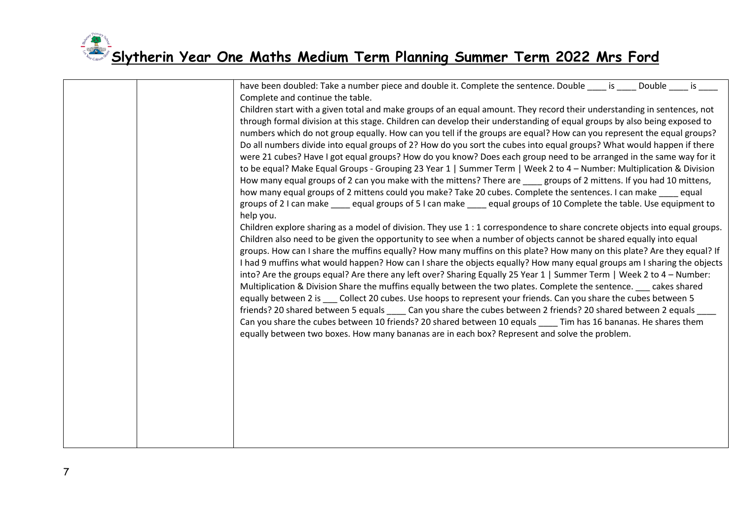# Slytherin Year One Maths Medium Term Planning Summer Term 2022 Mrs Ford

| | | |
|---|---|---|
| | | have been doubled: Take a number piece and double it. Complete the sentence. Double ____ is ____ Double ____ is ____ Complete and continue the table.<br>Children start with a given total and make groups of an equal amount. They record their understanding in sentences, not through formal division at this stage. Children can develop their understanding of equal groups by also being exposed to numbers which do not group equally. How can you tell if the groups are equal? How can you represent the equal groups? Do all numbers divide into equal groups of 2? How do you sort the cubes into equal groups? What would happen if there were 21 cubes? Have I got equal groups? How do you know? Does each group need to be arranged in the same way for it to be equal? Make Equal Groups - Grouping 23 Year 1 \| Summer Term \| Week 2 to 4 – Number: Multiplication & Division How many equal groups of 2 can you make with the mittens? There are ____ groups of 2 mittens. If you had 10 mittens, how many equal groups of 2 mittens could you make? Take 20 cubes. Complete the sentences. I can make ____ equal groups of 2 I can make ____ equal groups of 5 I can make ____ equal groups of 10 Complete the table. Use equipment to help you.<br>Children explore sharing as a model of division. They use 1 : 1 correspondence to share concrete objects into equal groups. Children also need to be given the opportunity to see when a number of objects cannot be shared equally into equal groups. How can I share the muffins equally? How many muffins on this plate? How many on this plate? Are they equal? If I had 9 muffins what would happen? How can I share the objects equally? How many equal groups am I sharing the objects into? Are the groups equal? Are there any left over? Sharing Equally 25 Year 1 \| Summer Term \| Week 2 to 4 – Number: Multiplication & Division Share the muffins equally between the two plates. Complete the sentence. ___ cakes shared equally between 2 is ___ Collect 20 cubes. Use hoops to represent your friends. Can you share the cubes between 5 friends? 20 shared between 5 equals ____ Can you share the cubes between 2 friends? 20 shared between 2 equals ____ Can you share the cubes between 10 friends? 20 shared between 10 equals ____ Tim has 16 bananas. He shares them equally between two boxes. How many bananas are in each box? Represent and solve the problem. |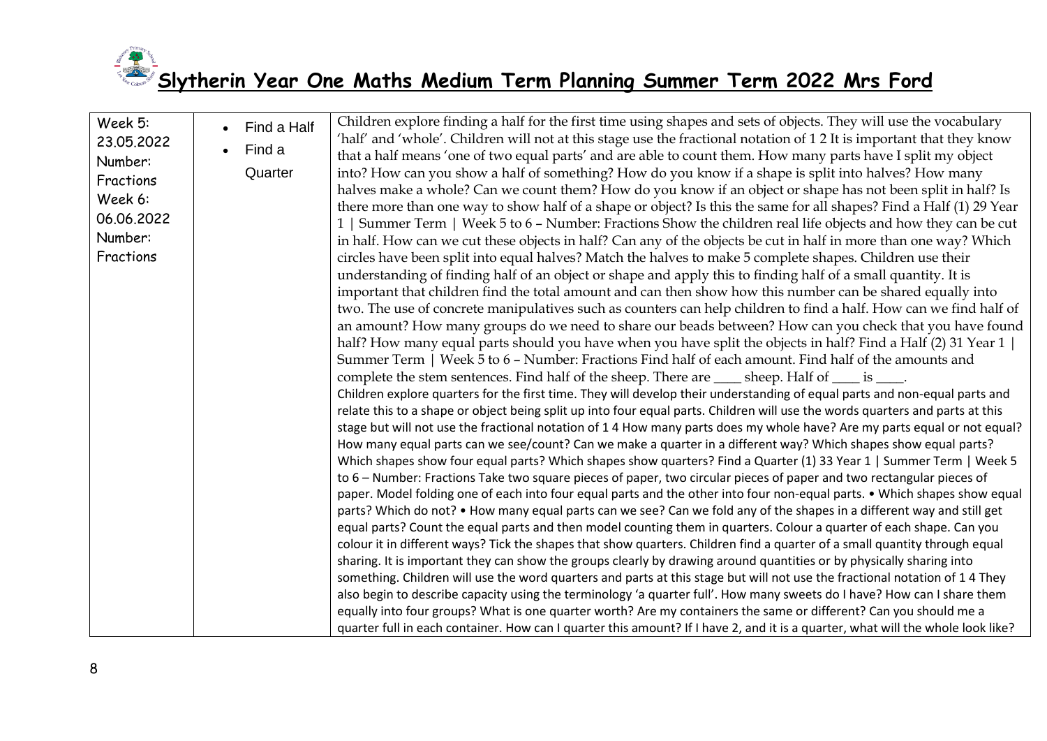# Slytherin Year One Maths Medium Term Planning Summer Term 2022 Mrs Ford

| | | |
|---|---|---|
| Week 5: 23.05.2022 Number: Fractions Week 6: 06.06.2022 Number: Fractions | • Find a Half<br>• Find a Quarter | Children explore finding a half for the first time using shapes and sets of objects. They will use the vocabulary 'half' and 'whole'. Children will not at this stage use the fractional notation of 1 2 It is important that they know that a half means 'one of two equal parts' and are able to count them. How many parts have I split my object into? How can you show a half of something? How do you know if a shape is split into halves? How many halves make a whole? Can we count them? How do you know if an object or shape has not been split in half? Is there more than one way to show half of a shape or object? Is this the same for all shapes? Find a Half (1) 29 Year 1 \| Summer Term \| Week 5 to 6 – Number: Fractions Show the children real life objects and how they can be cut in half. How can we cut these objects in half? Can any of the objects be cut in half in more than one way? Which circles have been split into equal halves? Match the halves to make 5 complete shapes. Children use their understanding of finding half of an object or shape and apply this to finding half of a small quantity. It is important that children find the total amount and can then show how this number can be shared equally into two. The use of concrete manipulatives such as counters can help children to find a half. How can we find half of an amount? How many groups do we need to share our beads between? How can you check that you have found half? How many equal parts should you have when you have split the objects in half? Find a Half (2) 31 Year 1 \| Summer Term \| Week 5 to 6 – Number: Fractions Find half of each amount. Find half of the amounts and complete the stem sentences. Find half of the sheep. There are ____ sheep. Half of ____ is ____.<br>Children explore quarters for the first time. They will develop their understanding of equal parts and non-equal parts and relate this to a shape or object being split up into four equal parts. Children will use the words quarters and parts at this stage but will not use the fractional notation of 1 4 How many parts does my whole have? Are my parts equal or not equal? How many equal parts can we see/count? Can we make a quarter in a different way? Which shapes show equal parts? Which shapes show four equal parts? Which shapes show quarters? Find a Quarter (1) 33 Year 1 \| Summer Term \| Week 5 to 6 – Number: Fractions Take two square pieces of paper, two circular pieces of paper and two rectangular pieces of paper. Model folding one of each into four equal parts and the other into four non-equal parts. • Which shapes show equal parts? Which do not? • How many equal parts can we see? Can we fold any of the shapes in a different way and still get equal parts? Count the equal parts and then model counting them in quarters. Colour a quarter of each shape. Can you colour it in different ways? Tick the shapes that show quarters. Children find a quarter of a small quantity through equal sharing. It is important they can show the groups clearly by drawing around quantities or by physically sharing into something. Children will use the word quarters and parts at this stage but will not use the fractional notation of 1 4 They also begin to describe capacity using the terminology 'a quarter full'. How many sweets do I have? How can I share them equally into four groups? What is one quarter worth? Are my containers the same or different? Can you should me a quarter full in each container. How can I quarter this amount? If I have 2, and it is a quarter, what will the whole look like? |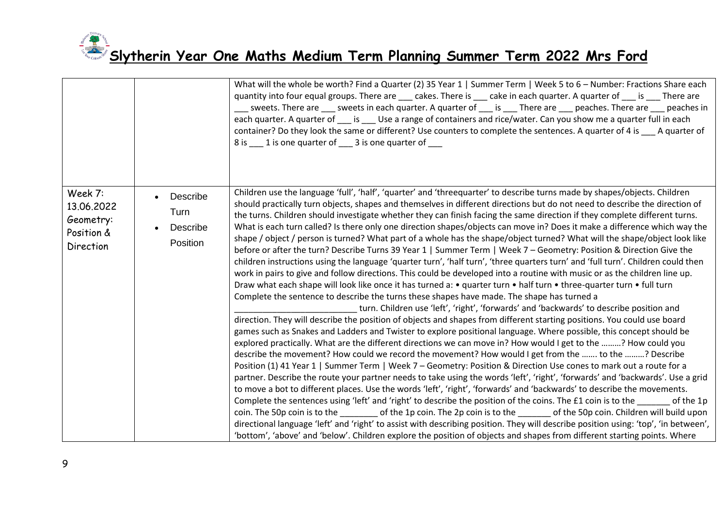# Slytherin Year One Maths Medium Term Planning Summer Term 2022 Mrs Ford

| | | |
|---|---|---|
| | | What will the whole be worth? Find a Quarter (2) 35 Year 1 \| Summer Term \| Week 5 to 6 – Number: Fractions Share each quantity into four equal groups. There are ___ cakes. There is ___ cake in each quarter. A quarter of ___ is ___ There are ___ sweets. There are ___ sweets in each quarter. A quarter of ___ is ___ There are ___ peaches. There are ___ peaches in each quarter. A quarter of ___ is ___ Use a range of containers and rice/water. Can you show me a quarter full in each container? Do they look the same or different? Use counters to complete the sentences. A quarter of 4 is ___ A quarter of 8 is ___ 1 is one quarter of ___ 3 is one quarter of ___ |
| Week 7: 13.06.2022 Geometry: Position & Direction | • Describe Turn<br>• Describe Position | Children use the language 'full', 'half', 'quarter' and 'threequarter' to describe turns made by shapes/objects. Children should practically turn objects, shapes and themselves in different directions but do not need to describe the direction of the turns. Children should investigate whether they can finish facing the same direction if they complete different turns. What is each turn called? Is there only one direction shapes/objects can move in? Does it make a difference which way the shape / object / person is turned? What part of a whole has the shape/object turned? What will the shape/object look like before or after the turn? Describe Turns 39 Year 1 \| Summer Term \| Week 7 – Geometry: Position & Direction Give the children instructions using the language 'quarter turn', 'half turn', 'three quarters turn' and 'full turn'. Children could then work in pairs to give and follow directions. This could be developed into a routine with music or as the children line up. Draw what each shape will look like once it has turned a: • quarter turn • half turn • three-quarter turn • full turn Complete the sentence to describe the turns these shapes have made. The shape has turned a _________________________ turn. Children use 'left', 'right', 'forwards' and 'backwards' to describe position and direction. They will describe the position of objects and shapes from different starting positions. You could use board games such as Snakes and Ladders and Twister to explore positional language. Where possible, this concept should be explored practically. What are the different directions we can move in? How would I get to the ………? How could you describe the movement? How could we record the movement? How would I get from the ……. to the ………? Describe Position (1) 41 Year 1 \| Summer Term \| Week 7 – Geometry: Position & Direction Use cones to mark out a route for a partner. Describe the route your partner needs to take using the words 'left', 'right', 'forwards' and 'backwards'. Use a grid to move a bot to different places. Use the words 'left', 'right', 'forwards' and 'backwards' to describe the movements. Complete the sentences using 'left' and 'right' to describe the position of the coins. The £1 coin is to the _______ of the 1p coin. The 50p coin is to the ________ of the 1p coin. The 2p coin is to the _______ of the 50p coin. Children will build upon directional language 'left' and 'right' to assist with describing position. They will describe position using: 'top', 'in between', 'bottom', 'above' and 'below'. Children explore the position of objects and shapes from different starting points. Where |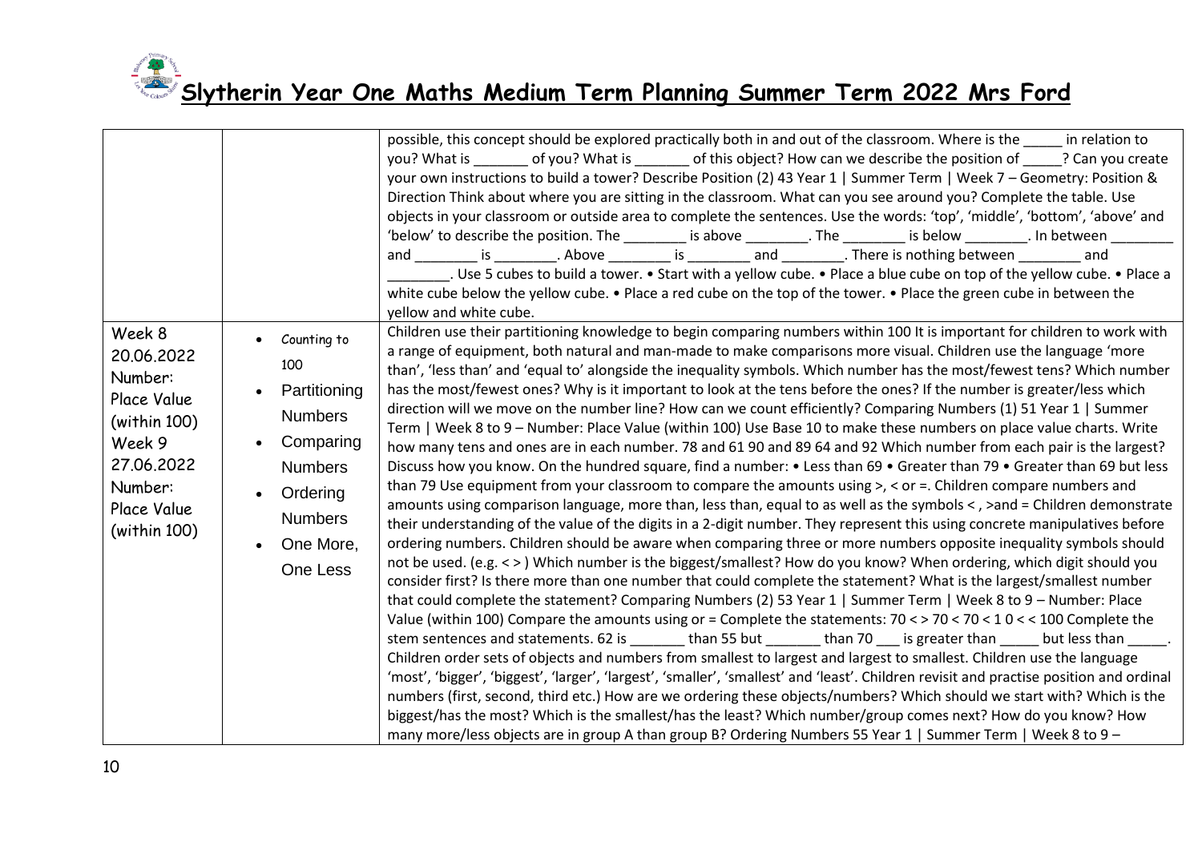# Slytherin Year One Maths Medium Term Planning Summer Term 2022 Mrs Ford

| | | |
|---|---|---|
| | | possible, this concept should be explored practically both in and out of the classroom. Where is the _____ in relation to you? What is _______ of you? What is _______ of this object? How can we describe the position of _____? Can you create your own instructions to build a tower? Describe Position (2) 43 Year 1 \| Summer Term \| Week 7 – Geometry: Position & Direction Think about where you are sitting in the classroom. What can you see around you? Complete the table. Use objects in your classroom or outside area to complete the sentences. Use the words: 'top', 'middle', 'bottom', 'above' and 'below' to describe the position. The ________ is above ________. The ________ is below ________. In between ________ and ________ is ________. Above ________ is ________ and ________. There is nothing between ________ and ________. Use 5 cubes to build a tower. • Start with a yellow cube. • Place a blue cube on top of the yellow cube. • Place a white cube below the yellow cube. • Place a red cube on the top of the tower. • Place the green cube in between the yellow and white cube. |
| Week 8 20.06.2022 Number: Place Value (within 100) Week 9 27.06.2022 Number: Place Value (within 100) | • Counting to 100<br>• Partitioning Numbers<br>• Comparing Numbers<br>• Ordering Numbers<br>• One More, One Less | Children use their partitioning knowledge to begin comparing numbers within 100 It is important for children to work with a range of equipment, both natural and man-made to make comparisons more visual. Children use the language 'more than', 'less than' and 'equal to' alongside the inequality symbols. Which number has the most/fewest tens? Which number has the most/fewest ones? Why is it important to look at the tens before the ones? If the number is greater/less which direction will we move on the number line? How can we count efficiently? Comparing Numbers (1) 51 Year 1 \| Summer Term \| Week 8 to 9 – Number: Place Value (within 100) Use Base 10 to make these numbers on place value charts. Write how many tens and ones are in each number. 78 and 61 90 and 89 64 and 92 Which number from each pair is the largest? Discuss how you know. On the hundred square, find a number: • Less than 69 • Greater than 79 • Greater than 69 but less than 79 Use equipment from your classroom to compare the amounts using >, < or =. Children compare numbers and amounts using comparison language, more than, less than, equal to as well as the symbols < , >and = Children demonstrate their understanding of the value of the digits in a 2-digit number. They represent this using concrete manipulatives before ordering numbers. Children should be aware when comparing three or more numbers opposite inequality symbols should not be used. (e.g. < > ) Which number is the biggest/smallest? How do you know? When ordering, which digit should you consider first? Is there more than one number that could complete the statement? What is the largest/smallest number that could complete the statement? Comparing Numbers (2) 53 Year 1 \| Summer Term \| Week 8 to 9 – Number: Place Value (within 100) Compare the amounts using or = Complete the statements: 70 < > 70 < 70 < 1 0 < < 100 Complete the stem sentences and statements. 62 is _______ than 55 but _______ than 70 ___ is greater than _____ but less than _____. Children order sets of objects and numbers from smallest to largest and largest to smallest. Children use the language 'most', 'bigger', 'biggest', 'larger', 'largest', 'smaller', 'smallest' and 'least'. Children revisit and practise position and ordinal numbers (first, second, third etc.) How are we ordering these objects/numbers? Which should we start with? Which is the biggest/has the most? Which is the smallest/has the least? Which number/group comes next? How do you know? How many more/less objects are in group A than group B? Ordering Numbers 55 Year 1 \| Summer Term \| Week 8 to 9 – |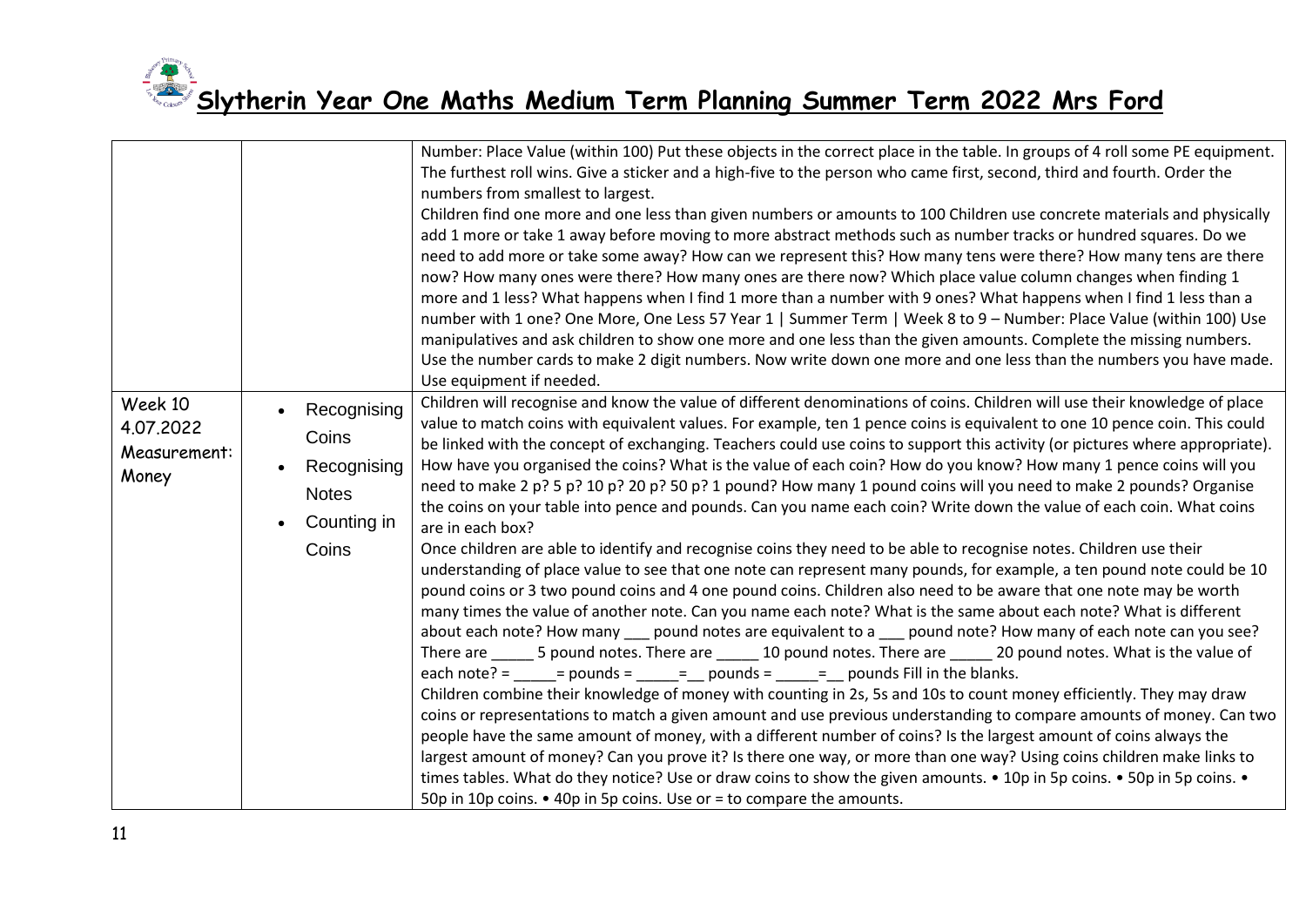# Slytherin Year One Maths Medium Term Planning Summer Term 2022 Mrs Ford

| | | |
|---|---|---|
| | | Number: Place Value (within 100) Put these objects in the correct place in the table. In groups of 4 roll some PE equipment. The furthest roll wins. Give a sticker and a high-five to the person who came first, second, third and fourth. Order the numbers from smallest to largest. Children find one more and one less than given numbers or amounts to 100 Children use concrete materials and physically add 1 more or take 1 away before moving to more abstract methods such as number tracks or hundred squares. Do we need to add more or take some away? How can we represent this? How many tens were there? How many tens are there now? How many ones were there? How many ones are there now? Which place value column changes when finding 1 more and 1 less? What happens when I find 1 more than a number with 9 ones? What happens when I find 1 less than a number with 1 one? One More, One Less 57 Year 1 \| Summer Term \| Week 8 to 9 – Number: Place Value (within 100) Use manipulatives and ask children to show one more and one less than the given amounts. Complete the missing numbers. Use the number cards to make 2 digit numbers. Now write down one more and one less than the numbers you have made. Use equipment if needed. |
| Week 10 4.07.2022 Measurement: Money | <ul><li>Recognising Coins</li><li>Recognising Notes</li><li>Counting in Coins</li></ul> | Children will recognise and know the value of different denominations of coins. Children will use their knowledge of place value to match coins with equivalent values. For example, ten 1 pence coins is equivalent to one 10 pence coin. This could be linked with the concept of exchanging. Teachers could use coins to support this activity (or pictures where appropriate). How have you organised the coins? What is the value of each coin? How do you know? How many 1 pence coins will you need to make 2 p? 5 p? 10 p? 20 p? 50 p? 1 pound? How many 1 pound coins will you need to make 2 pounds? Organise the coins on your table into pence and pounds. Can you name each coin? Write down the value of each coin. What coins are in each box?<br>Once children are able to identify and recognise coins they need to be able to recognise notes. Children use their understanding of place value to see that one note can represent many pounds, for example, a ten pound note could be 10 pound coins or 3 two pound coins and 4 one pound coins. Children also need to be aware that one note may be worth many times the value of another note. Can you name each note? What is the same about each note? What is different about each note? How many ___ pound notes are equivalent to a ___ pound note? How many of each note can you see? There are _____ 5 pound notes. There are _____ 10 pound notes. There are _____ 20 pound notes. What is the value of each note? = _____= pounds = _____=__ pounds = _____=__ pounds Fill in the blanks.<br>Children combine their knowledge of money with counting in 2s, 5s and 10s to count money efficiently. They may draw coins or representations to match a given amount and use previous understanding to compare amounts of money. Can two people have the same amount of money, with a different number of coins? Is the largest amount of coins always the largest amount of money? Can you prove it? Is there one way, or more than one way? Using coins children make links to times tables. What do they notice? Use or draw coins to show the given amounts. • 10p in 5p coins. • 50p in 5p coins. • 50p in 10p coins. • 40p in 5p coins. Use or = to compare the amounts. |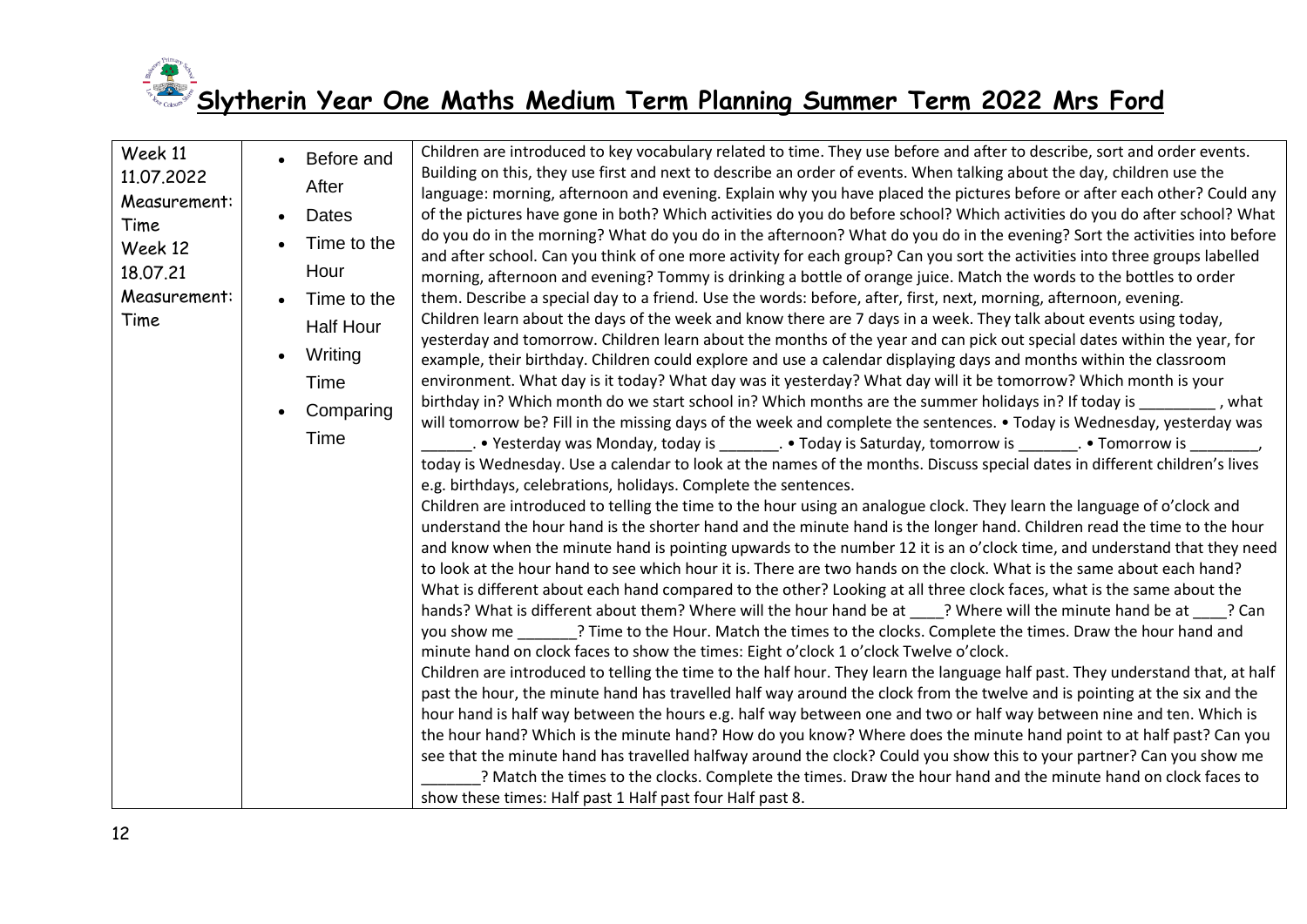# Slytherin Year One Maths Medium Term Planning Summer Term 2022 Mrs Ford

| | | |
|---|---|---|
| Week 11<br>11.07.2022<br>Measurement: Time<br>Week 12<br>18.07.21<br>Measurement: Time | • Before and After<br>• Dates<br>• Time to the Hour<br>• Time to the Half Hour<br>• Writing Time<br>• Comparing Time | Children are introduced to key vocabulary related to time. They use before and after to describe, sort and order events. Building on this, they use first and next to describe an order of events. When talking about the day, children use the language: morning, afternoon and evening. Explain why you have placed the pictures before or after each other? Could any of the pictures have gone in both? Which activities do you do before school? Which activities do you do after school? What do you do in the morning? What do you do in the afternoon? What do you do in the evening? Sort the activities into before and after school. Can you think of one more activity for each group? Can you sort the activities into three groups labelled morning, afternoon and evening? Tommy is drinking a bottle of orange juice. Match the words to the bottles to order them. Describe a special day to a friend. Use the words: before, after, first, next, morning, afternoon, evening.<br>Children learn about the days of the week and know there are 7 days in a week. They talk about events using today, yesterday and tomorrow. Children learn about the months of the year and can pick out special dates within the year, for example, their birthday. Children could explore and use a calendar displaying days and months within the classroom environment. What day is it today? What day was it yesterday? What day will it be tomorrow? Which month is your birthday in? Which month do we start school in? Which months are the summer holidays in? If today is _________ , what will tomorrow be? Fill in the missing days of the week and complete the sentences. • Today is Wednesday, yesterday was ______. • Yesterday was Monday, today is _______. • Today is Saturday, tomorrow is _______. • Tomorrow is ________, today is Wednesday. Use a calendar to look at the names of the months. Discuss special dates in different children's lives e.g. birthdays, celebrations, holidays. Complete the sentences.<br>Children are introduced to telling the time to the hour using an analogue clock. They learn the language of o'clock and understand the hour hand is the shorter hand and the minute hand is the longer hand. Children read the time to the hour and know when the minute hand is pointing upwards to the number 12 it is an o'clock time, and understand that they need to look at the hour hand to see which hour it is. There are two hands on the clock. What is the same about each hand? What is different about each hand compared to the other? Looking at all three clock faces, what is the same about the hands? What is different about them? Where will the hour hand be at ____? Where will the minute hand be at ____? Can you show me _______? Time to the Hour. Match the times to the clocks. Complete the times. Draw the hour hand and minute hand on clock faces to show the times: Eight o'clock 1 o'clock Twelve o'clock.<br>Children are introduced to telling the time to the half hour. They learn the language half past. They understand that, at half past the hour, the minute hand has travelled half way around the clock from the twelve and is pointing at the six and the hour hand is half way between the hours e.g. half way between one and two or half way between nine and ten. Which is the hour hand? Which is the minute hand? How do you know? Where does the minute hand point to at half past? Can you see that the minute hand has travelled halfway around the clock? Could you show this to your partner? Can you show me _______? Match the times to the clocks. Complete the times. Draw the hour hand and the minute hand on clock faces to show these times: Half past 1 Half past four Half past 8. |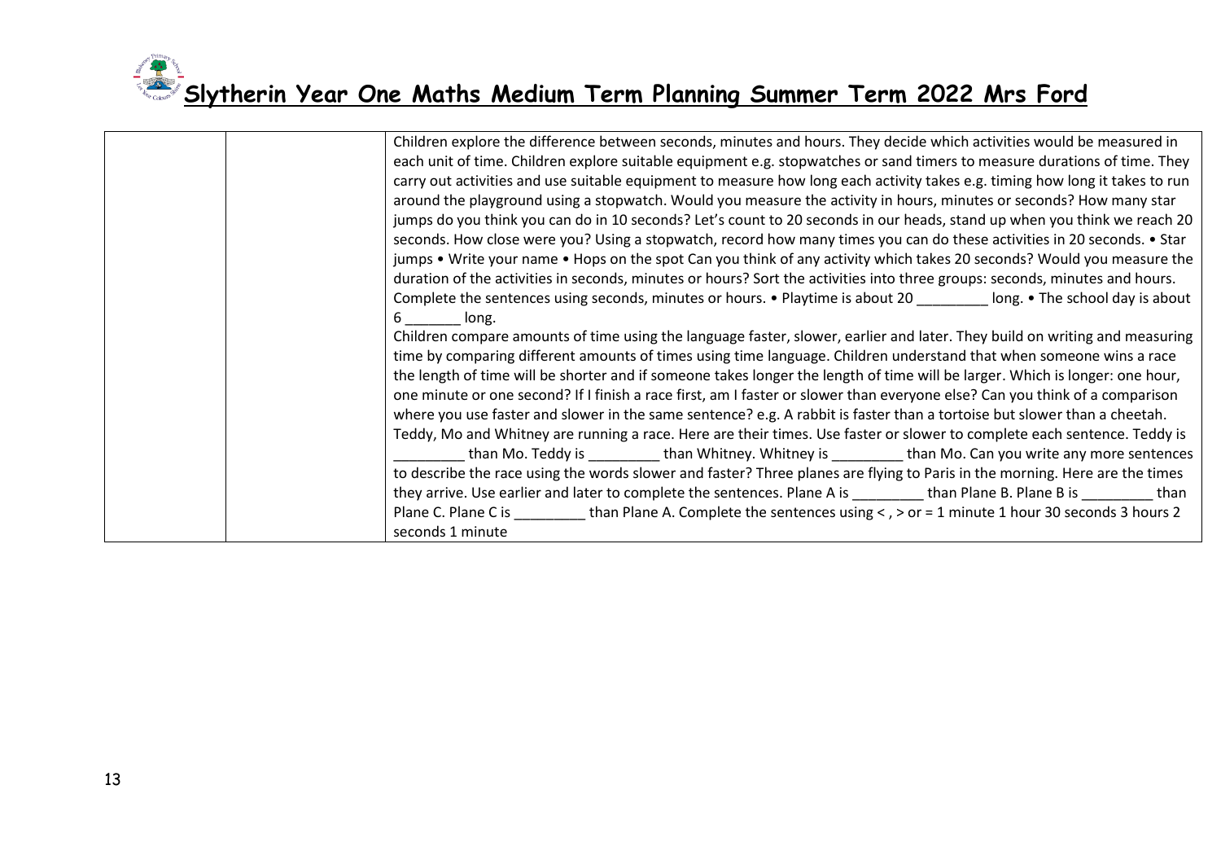# Slytherin Year One Maths Medium Term Planning Summer Term 2022 Mrs Ford

| | | |
|---|---|---|
| | | Children explore the difference between seconds, minutes and hours. They decide which activities would be measured in each unit of time. Children explore suitable equipment e.g. stopwatches or sand timers to measure durations of time. They carry out activities and use suitable equipment to measure how long each activity takes e.g. timing how long it takes to run around the playground using a stopwatch. Would you measure the activity in hours, minutes or seconds? How many star jumps do you think you can do in 10 seconds? Let's count to 20 seconds in our heads, stand up when you think we reach 20 seconds. How close were you? Using a stopwatch, record how many times you can do these activities in 20 seconds. • Star jumps • Write your name • Hops on the spot Can you think of any activity which takes 20 seconds? Would you measure the duration of the activities in seconds, minutes or hours? Sort the activities into three groups: seconds, minutes and hours. Complete the sentences using seconds, minutes or hours. • Playtime is about 20 _________ long. • The school day is about 6 _______ long.<br>Children compare amounts of time using the language faster, slower, earlier and later. They build on writing and measuring time by comparing different amounts of times using time language. Children understand that when someone wins a race the length of time will be shorter and if someone takes longer the length of time will be larger. Which is longer: one hour, one minute or one second? If I finish a race first, am I faster or slower than everyone else? Can you think of a comparison where you use faster and slower in the same sentence? e.g. A rabbit is faster than a tortoise but slower than a cheetah. Teddy, Mo and Whitney are running a race. Here are their times. Use faster or slower to complete each sentence. Teddy is _________ than Mo. Teddy is _________ than Whitney. Whitney is _________ than Mo. Can you write any more sentences to describe the race using the words slower and faster? Three planes are flying to Paris in the morning. Here are the times they arrive. Use earlier and later to complete the sentences. Plane A is _________ than Plane B. Plane B is _________ than Plane C. Plane C is _________ than Plane A. Complete the sentences using < , > or = 1 minute 1 hour 30 seconds 3 hours 2 seconds 1 minute |